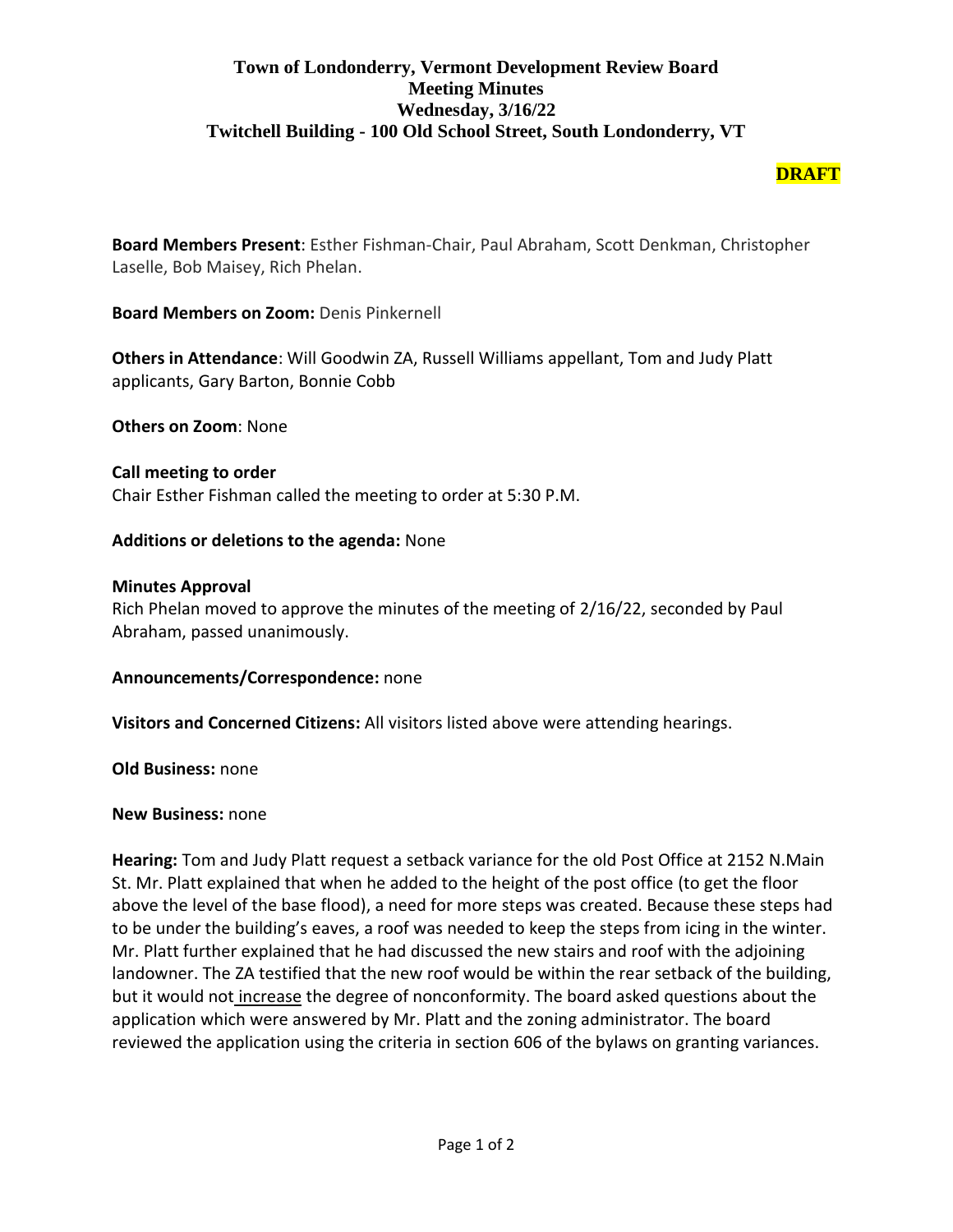# Town of Londonderry, Vermont Development Review Board
## Meeting Minutes
## Wednesday, 3/16/22
## Twitchell Building - 100 Old School Street, South Londonderry, VT

**DRAFT**

**Board Members Present**: Esther Fishman-Chair, Paul Abraham, Scott Denkman, Christopher Laselle, Bob Maisey, Rich Phelan.

**Board Members on Zoom:** Denis Pinkernell

**Others in Attendance**: Will Goodwin ZA, Russell Williams appellant, Tom and Judy Platt applicants, Gary Barton, Bonnie Cobb

**Others on Zoom**: None

**Call meeting to order**
Chair Esther Fishman called the meeting to order at 5:30 P.M.

**Additions or deletions to the agenda:** None

**Minutes Approval**
Rich Phelan moved to approve the minutes of the meeting of 2/16/22, seconded by Paul Abraham, passed unanimously.

**Announcements/Correspondence:** none

**Visitors and Concerned Citizens:** All visitors listed above were attending hearings.

**Old Business:** none

**New Business:** none

**Hearing:** Tom and Judy Platt request a setback variance for the old Post Office at 2152 N.Main St. Mr. Platt explained that when he added to the height of the post office (to get the floor above the level of the base flood), a need for more steps was created. Because these steps had to be under the building's eaves, a roof was needed to keep the steps from icing in the winter. Mr. Platt further explained that he had discussed the new stairs and roof with the adjoining landowner. The ZA testified that the new roof would be within the rear setback of the building, but it would not <u>increase</u> the degree of nonconformity. The board asked questions about the application which were answered by Mr. Platt and the zoning administrator. The board reviewed the application using the criteria in section 606 of the bylaws on granting variances.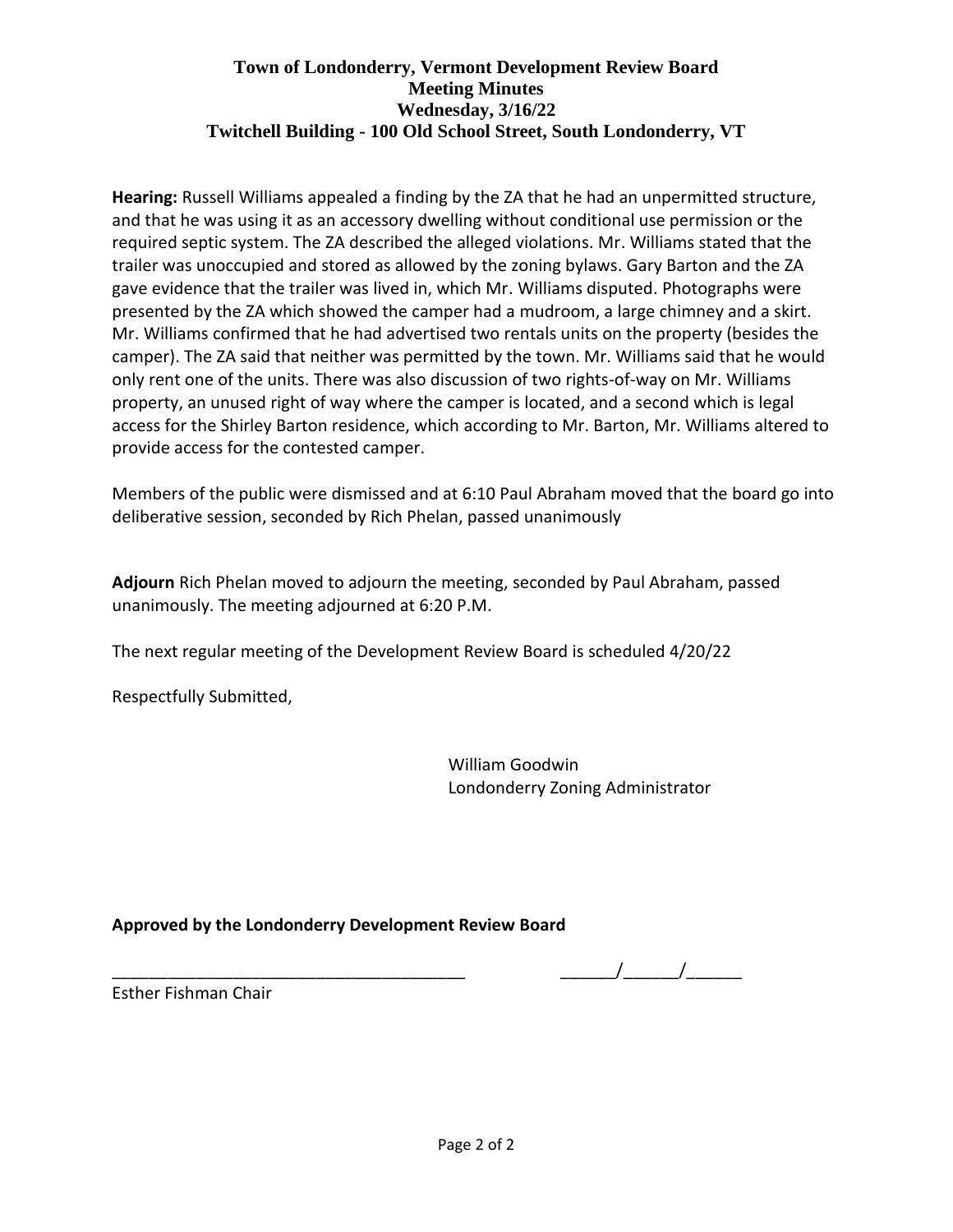**Town of Londonderry, Vermont Development Review Board**
**Meeting Minutes**
**Wednesday, 3/16/22**
**Twitchell Building - 100 Old School Street, South Londonderry, VT**

**Hearing:** Russell Williams appealed a finding by the ZA that he had an unpermitted structure, and that he was using it as an accessory dwelling without conditional use permission or the required septic system. The ZA described the alleged violations. Mr. Williams stated that the trailer was unoccupied and stored as allowed by the zoning bylaws. Gary Barton and the ZA gave evidence that the trailer was lived in, which Mr. Williams disputed. Photographs were presented by the ZA which showed the camper had a mudroom, a large chimney and a skirt. Mr. Williams confirmed that he had advertised two rentals units on the property (besides the camper). The ZA said that neither was permitted by the town. Mr. Williams said that he would only rent one of the units. There was also discussion of two rights-of-way on Mr. Williams property, an unused right of way where the camper is located, and a second which is legal access for the Shirley Barton residence, which according to Mr. Barton, Mr. Williams altered to provide access for the contested camper.

Members of the public were dismissed and at 6:10 Paul Abraham moved that the board go into deliberative session, seconded by Rich Phelan, passed unanimously

**Adjourn** Rich Phelan moved to adjourn the meeting, seconded by Paul Abraham, passed unanimously. The meeting adjourned at 6:20 P.M.

The next regular meeting of the Development Review Board is scheduled 4/20/22

Respectfully Submitted,

William Goodwin
Londonderry Zoning Administrator

**Approved by the Londonderry Development Review Board**

_______________________________________ ______/______/______

Esther Fishman Chair